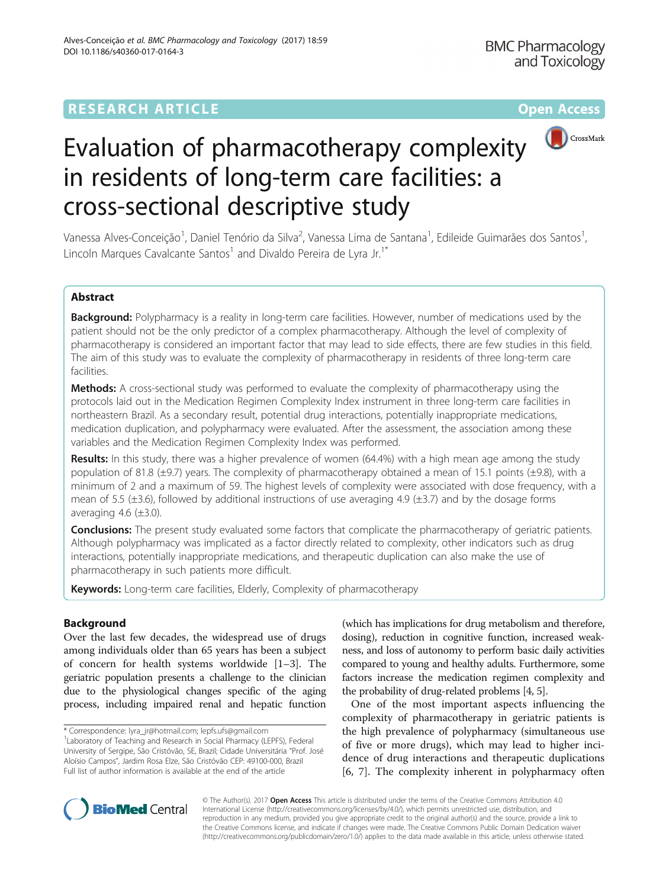RESEARCH ARTICLE

Open Access

# Evaluation of pharmacotherapy complexity in residents of long-term care facilities: a cross-sectional descriptive study

Vanessa Alves-Conceição[1], Daniel Tenório da Silva[2], Vanessa Lima de Santana[1], Edileide Guimarães dos Santos[1], Lincoln Marques Cavalcante Santos[1] and Divaldo Pereira de Lyra Jr.[1*]

## Abstract

**Background:** Polypharmacy is a reality in long-term care facilities. However, number of medications used by the patient should not be the only predictor of a complex pharmacotherapy. Although the level of complexity of pharmacotherapy is considered an important factor that may lead to side effects, there are few studies in this field. The aim of this study was to evaluate the complexity of pharmacotherapy in residents of three long-term care facilities.

**Methods:** A cross-sectional study was performed to evaluate the complexity of pharmacotherapy using the protocols laid out in the Medication Regimen Complexity Index instrument in three long-term care facilities in northeastern Brazil. As a secondary result, potential drug interactions, potentially inappropriate medications, medication duplication, and polypharmacy were evaluated. After the assessment, the association among these variables and the Medication Regimen Complexity Index was performed.

**Results:** In this study, there was a higher prevalence of women (64.4%) with a high mean age among the study population of 81.8 (±9.7) years. The complexity of pharmacotherapy obtained a mean of 15.1 points (±9.8), with a minimum of 2 and a maximum of 59. The highest levels of complexity were associated with dose frequency, with a mean of 5.5 (±3.6), followed by additional instructions of use averaging 4.9 (±3.7) and by the dosage forms averaging 4.6 (±3.0).

**Conclusions:** The present study evaluated some factors that complicate the pharmacotherapy of geriatric patients. Although polypharmacy was implicated as a factor directly related to complexity, other indicators such as drug interactions, potentially inappropriate medications, and therapeutic duplication can also make the use of pharmacotherapy in such patients more difficult.

**Keywords:** Long-term care facilities, Elderly, Complexity of pharmacotherapy

## Background

Over the last few decades, the widespread use of drugs among individuals older than 65 years has been a subject of concern for health systems worldwide [1–3]. The geriatric population presents a challenge to the clinician due to the physiological changes specific of the aging process, including impaired renal and hepatic function (which has implications for drug metabolism and therefore, dosing), reduction in cognitive function, increased weakness, and loss of autonomy to perform basic daily activities compared to young and healthy adults. Furthermore, some factors increase the medication regimen complexity and the probability of drug-related problems [4, 5].

One of the most important aspects influencing the complexity of pharmacotherapy in geriatric patients is the high prevalence of polypharmacy (simultaneous use of five or more drugs), which may lead to higher incidence of drug interactions and therapeutic duplications [6, 7]. The complexity inherent in polypharmacy often

\* Correspondence: lyra_jr@hotmail.com; lepfs.ufs@gmail.com
[1]Laboratory of Teaching and Research in Social Pharmacy (LEPFS), Federal University of Sergipe, São Cristóvão, SE, Brazil; Cidade Universitária "Prof. José Aloísio Campos", Jardim Rosa Elze, São Cristóvão CEP: 49100-000, Brazil
Full list of author information is available at the end of the article

© The Author(s). 2017 **Open Access** This article is distributed under the terms of the Creative Commons Attribution 4.0 International License (http://creativecommons.org/licenses/by/4.0/), which permits unrestricted use, distribution, and reproduction in any medium, provided you give appropriate credit to the original author(s) and the source, provide a link to the Creative Commons license, and indicate if changes were made. The Creative Commons Public Domain Dedication waiver (http://creativecommons.org/publicdomain/zero/1.0/) applies to the data made available in this article, unless otherwise stated.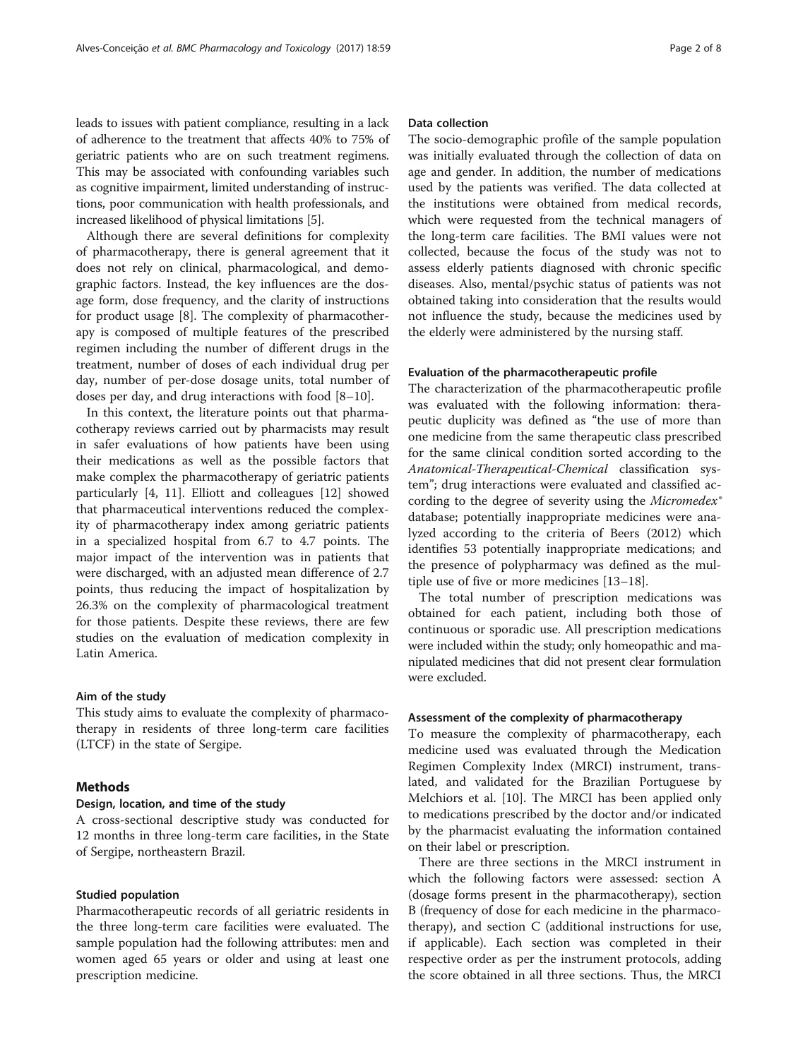leads to issues with patient compliance, resulting in a lack of adherence to the treatment that affects 40% to 75% of geriatric patients who are on such treatment regimens. This may be associated with confounding variables such as cognitive impairment, limited understanding of instructions, poor communication with health professionals, and increased likelihood of physical limitations [5].

Although there are several definitions for complexity of pharmacotherapy, there is general agreement that it does not rely on clinical, pharmacological, and demographic factors. Instead, the key influences are the dosage form, dose frequency, and the clarity of instructions for product usage [8]. The complexity of pharmacotherapy is composed of multiple features of the prescribed regimen including the number of different drugs in the treatment, number of doses of each individual drug per day, number of per-dose dosage units, total number of doses per day, and drug interactions with food [8–10].

In this context, the literature points out that pharmacotherapy reviews carried out by pharmacists may result in safer evaluations of how patients have been using their medications as well as the possible factors that make complex the pharmacotherapy of geriatric patients particularly [4, 11]. Elliott and colleagues [12] showed that pharmaceutical interventions reduced the complexity of pharmacotherapy index among geriatric patients in a specialized hospital from 6.7 to 4.7 points. The major impact of the intervention was in patients that were discharged, with an adjusted mean difference of 2.7 points, thus reducing the impact of hospitalization by 26.3% on the complexity of pharmacological treatment for those patients. Despite these reviews, there are few studies on the evaluation of medication complexity in Latin America.

### Aim of the study

This study aims to evaluate the complexity of pharmacotherapy in residents of three long-term care facilities (LTCF) in the state of Sergipe.

## Methods

### Design, location, and time of the study

A cross-sectional descriptive study was conducted for 12 months in three long-term care facilities, in the State of Sergipe, northeastern Brazil.

### Studied population

Pharmacotherapeutic records of all geriatric residents in the three long-term care facilities were evaluated. The sample population had the following attributes: men and women aged 65 years or older and using at least one prescription medicine.

### Data collection

The socio-demographic profile of the sample population was initially evaluated through the collection of data on age and gender. In addition, the number of medications used by the patients was verified. The data collected at the institutions were obtained from medical records, which were requested from the technical managers of the long-term care facilities. The BMI values were not collected, because the focus of the study was not to assess elderly patients diagnosed with chronic specific diseases. Also, mental/psychic status of patients was not obtained taking into consideration that the results would not influence the study, because the medicines used by the elderly were administered by the nursing staff.

### Evaluation of the pharmacotherapeutic profile

The characterization of the pharmacotherapeutic profile was evaluated with the following information: therapeutic duplicity was defined as "the use of more than one medicine from the same therapeutic class prescribed for the same clinical condition sorted according to the *Anatomical-Therapeutical-Chemical* classification system"; drug interactions were evaluated and classified according to the degree of severity using the *Micromedex®* database; potentially inappropriate medicines were analyzed according to the criteria of Beers (2012) which identifies 53 potentially inappropriate medications; and the presence of polypharmacy was defined as the multiple use of five or more medicines [13–18].

The total number of prescription medications was obtained for each patient, including both those of continuous or sporadic use. All prescription medications were included within the study; only homeopathic and manipulated medicines that did not present clear formulation were excluded.

### Assessment of the complexity of pharmacotherapy

To measure the complexity of pharmacotherapy, each medicine used was evaluated through the Medication Regimen Complexity Index (MRCI) instrument, translated, and validated for the Brazilian Portuguese by Melchiors et al. [10]. The MRCI has been applied only to medications prescribed by the doctor and/or indicated by the pharmacist evaluating the information contained on their label or prescription.

There are three sections in the MRCI instrument in which the following factors were assessed: section A (dosage forms present in the pharmacotherapy), section B (frequency of dose for each medicine in the pharmacotherapy), and section C (additional instructions for use, if applicable). Each section was completed in their respective order as per the instrument protocols, adding the score obtained in all three sections. Thus, the MRCI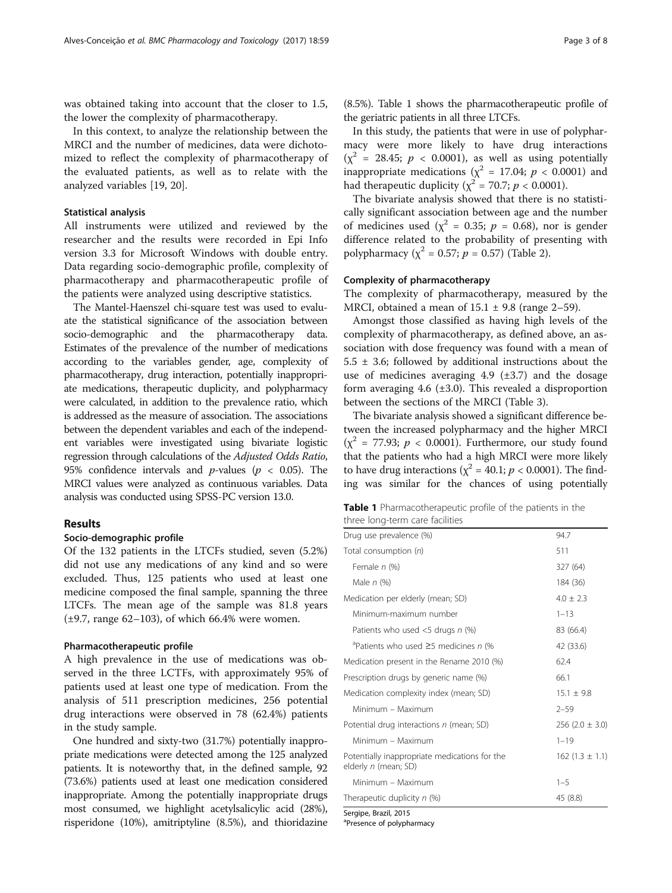was obtained taking into account that the closer to 1.5, the lower the complexity of pharmacotherapy.

In this context, to analyze the relationship between the MRCI and the number of medicines, data were dichotomized to reflect the complexity of pharmacotherapy of the evaluated patients, as well as to relate with the analyzed variables [19, 20].

### Statistical analysis

All instruments were utilized and reviewed by the researcher and the results were recorded in Epi Info version 3.3 for Microsoft Windows with double entry. Data regarding socio-demographic profile, complexity of pharmacotherapy and pharmacotherapeutic profile of the patients were analyzed using descriptive statistics.

The Mantel-Haenszel chi-square test was used to evaluate the statistical significance of the association between socio-demographic and the pharmacotherapy data. Estimates of the prevalence of the number of medications according to the variables gender, age, complexity of pharmacotherapy, drug interaction, potentially inappropriate medications, therapeutic duplicity, and polypharmacy were calculated, in addition to the prevalence ratio, which is addressed as the measure of association. The associations between the dependent variables and each of the independent variables were investigated using bivariate logistic regression through calculations of the *Adjusted Odds Ratio*, 95% confidence intervals and *p*-values ($p < 0.05$). The MRCI values were analyzed as continuous variables. Data analysis was conducted using SPSS-PC version 13.0.

## Results

### Socio-demographic profile

Of the 132 patients in the LTCFs studied, seven (5.2%) did not use any medications of any kind and so were excluded. Thus, 125 patients who used at least one medicine composed the final sample, spanning the three LTCFs. The mean age of the sample was 81.8 years (±9.7, range 62–103), of which 66.4% were women.

### Pharmacotherapeutic profile

A high prevalence in the use of medications was observed in the three LCTFs, with approximately 95% of patients used at least one type of medication. From the analysis of 511 prescription medicines, 256 potential drug interactions were observed in 78 (62.4%) patients in the study sample.

One hundred and sixty-two (31.7%) potentially inappropriate medications were detected among the 125 analyzed patients. It is noteworthy that, in the defined sample, 92 (73.6%) patients used at least one medication considered inappropriate. Among the potentially inappropriate drugs most consumed, we highlight acetylsalicylic acid (28%), risperidone (10%), amitriptyline (8.5%), and thioridazine (8.5%). Table 1 shows the pharmacotherapeutic profile of the geriatric patients in all three LTCFs.

In this study, the patients that were in use of polypharmacy were more likely to have drug interactions ($\chi^2 = 28.45$; $p < 0.0001$), as well as using potentially inappropriate medications ($\chi^2 = 17.04$; $p < 0.0001$) and had therapeutic duplicity ($\chi^2 = 70.7$; $p < 0.0001$).

The bivariate analysis showed that there is no statistically significant association between age and the number of medicines used ($\chi^2 = 0.35$; $p = 0.68$), nor is gender difference related to the probability of presenting with polypharmacy ($\chi^2 = 0.57$; $p = 0.57$) (Table 2).

### Complexity of pharmacotherapy

The complexity of pharmacotherapy, measured by the MRCI, obtained a mean of 15.1 ± 9.8 (range 2–59).

Amongst those classified as having high levels of the complexity of pharmacotherapy, as defined above, an association with dose frequency was found with a mean of 5.5 ± 3.6; followed by additional instructions about the use of medicines averaging 4.9 (±3.7) and the dosage form averaging 4.6 (±3.0). This revealed a disproportion between the sections of the MRCI (Table 3).

The bivariate analysis showed a significant difference between the increased polypharmacy and the higher MRCI ($\chi^2 = 77.93$; $p < 0.0001$). Furthermore, our study found that the patients who had a high MRCI were more likely to have drug interactions ($\chi^2 = 40.1$; $p < 0.0001$). The finding was similar for the chances of using potentially

**Table 1** Pharmacotherapeutic profile of the patients in the three long-term care facilities

| | |
|---|---|
| Drug use prevalence (%) | 94.7 |
| Total consumption (*n*) | 511 |
| Female *n* (%) | 327 (64) |
| Male *n* (%) | 184 (36) |
| Medication per elderly (mean; SD) | 4.0 ± 2.3 |
| Minimum-maximum number | 1–13 |
| Patients who used <5 drugs *n* (%) | 83 (66.4) |
| [a]Patients who used ≥5 medicines *n* (% | 42 (33.6) |
| Medication present in the Rename 2010 (%) | 62.4 |
| Prescription drugs by generic name (%) | 66.1 |
| Medication complexity index (mean; SD) | 15.1 ± 9.8 |
| Minimum – Maximum | 2–59 |
| Potential drug interactions *n* (mean; SD) | 256 (2.0 ± 3.0) |
| Minimum – Maximum | 1–19 |
| Potentially inappropriate medications for the elderly *n* (mean; SD) | 162 (1.3 ± 1.1) |
| Minimum – Maximum | 1–5 |
| Therapeutic duplicity *n* (%) | 45 (8.8) |

Sergipe, Brazil, 2015

[a]Presence of polypharmacy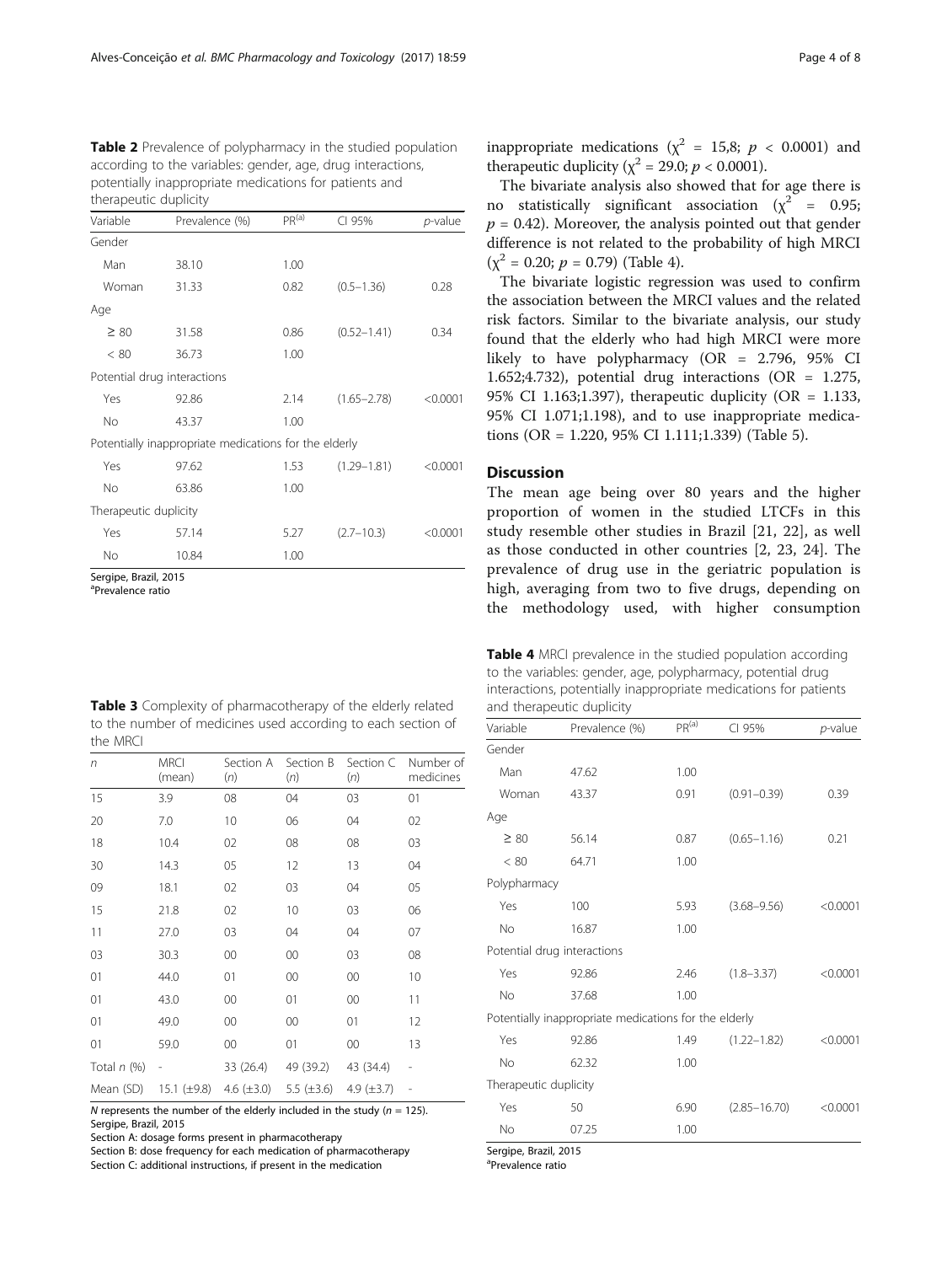**Table 2** Prevalence of polypharmacy in the studied population according to the variables: gender, age, drug interactions, potentially inappropriate medications for patients and therapeutic duplicity

| Variable | Prevalence (%) | PR[a] | CI 95% | *p*-value |
|---|---|---|---|---|
| Gender | | | | |
| Man | 38.10 | 1.00 | | |
| Woman | 31.33 | 0.82 | (0.5–1.36) | 0.28 |
| Age | | | | |
| ≥ 80 | 31.58 | 0.86 | (0.52–1.41) | 0.34 |
| < 80 | 36.73 | 1.00 | | |
| Potential drug interactions | | | | |
| Yes | 92.86 | 2.14 | (1.65–2.78) | <0.0001 |
| No | 43.37 | 1.00 | | |
| Potentially inappropriate medications for the elderly | | | | |
| Yes | 97.62 | 1.53 | (1.29–1.81) | <0.0001 |
| No | 63.86 | 1.00 | | |
| Therapeutic duplicity | | | | |
| Yes | 57.14 | 5.27 | (2.7–10.3) | <0.0001 |
| No | 10.84 | 1.00 | | |

Sergipe, Brazil, 2015
[a]Prevalence ratio

**Table 3** Complexity of pharmacotherapy of the elderly related to the number of medicines used according to each section of the MRCI

| *n* | MRCI (mean) | Section A (*n*) | Section B (*n*) | Section C (*n*) | Number of medicines |
|---|---|---|---|---|---|
| 15 | 3.9 | 08 | 04 | 03 | 01 |
| 20 | 7.0 | 10 | 06 | 04 | 02 |
| 18 | 10.4 | 02 | 08 | 08 | 03 |
| 30 | 14.3 | 05 | 12 | 13 | 04 |
| 09 | 18.1 | 02 | 03 | 04 | 05 |
| 15 | 21.8 | 02 | 10 | 03 | 06 |
| 11 | 27.0 | 03 | 04 | 04 | 07 |
| 03 | 30.3 | 00 | 00 | 03 | 08 |
| 01 | 44.0 | 01 | 00 | 00 | 10 |
| 01 | 43.0 | 00 | 01 | 00 | 11 |
| 01 | 49.0 | 00 | 00 | 01 | 12 |
| 01 | 59.0 | 00 | 01 | 00 | 13 |
| Total *n* (%) | - | 33 (26.4) | 49 (39.2) | 43 (34.4) | - |
| Mean (SD) | 15.1 (±9.8) | 4.6 (±3.0) | 5.5 (±3.6) | 4.9 (±3.7) | - |

*N* represents the number of the elderly included in the study (*n* = 125). Sergipe, Brazil, 2015
Section A: dosage forms present in pharmacotherapy
Section B: dose frequency for each medication of pharmacotherapy
Section C: additional instructions, if present in the medication

inappropriate medications ($\chi^2$ = 15,8; $p$ < 0.0001) and therapeutic duplicity ($\chi^2$ = 29.0; $p$ < 0.0001).

The bivariate analysis also showed that for age there is no statistically significant association ($\chi^2$ = 0.95; $p$ = 0.42). Moreover, the analysis pointed out that gender difference is not related to the probability of high MRCI ($\chi^2$ = 0.20; $p$ = 0.79) (Table 4).

The bivariate logistic regression was used to confirm the association between the MRCI values and the related risk factors. Similar to the bivariate analysis, our study found that the elderly who had high MRCI were more likely to have polypharmacy (OR = 2.796, 95% CI 1.652;4.732), potential drug interactions (OR = 1.275, 95% CI 1.163;1.397), therapeutic duplicity (OR = 1.133, 95% CI 1.071;1.198), and to use inappropriate medications (OR = 1.220, 95% CI 1.111;1.339) (Table 5).

## Discussion

The mean age being over 80 years and the higher proportion of women in the studied LTCFs in this study resemble other studies in Brazil [21, 22], as well as those conducted in other countries [2, 23, 24]. The prevalence of drug use in the geriatric population is high, averaging from two to five drugs, depending on the methodology used, with higher consumption

**Table 4** MRCI prevalence in the studied population according to the variables: gender, age, polypharmacy, potential drug interactions, potentially inappropriate medications for patients and therapeutic duplicity

| Variable | Prevalence (%) | PR[a] | CI 95% | *p*-value |
|---|---|---|---|---|
| Gender | | | | |
| Man | 47.62 | 1.00 | | |
| Woman | 43.37 | 0.91 | (0.91–0.39) | 0.39 |
| Age | | | | |
| ≥ 80 | 56.14 | 0.87 | (0.65–1.16) | 0.21 |
| < 80 | 64.71 | 1.00 | | |
| Polypharmacy | | | | |
| Yes | 100 | 5.93 | (3.68–9.56) | <0.0001 |
| No | 16.87 | 1.00 | | |
| Potential drug interactions | | | | |
| Yes | 92.86 | 2.46 | (1.8–3.37) | <0.0001 |
| No | 37.68 | 1.00 | | |
| Potentially inappropriate medications for the elderly | | | | |
| Yes | 92.86 | 1.49 | (1.22–1.82) | <0.0001 |
| No | 62.32 | 1.00 | | |
| Therapeutic duplicity | | | | |
| Yes | 50 | 6.90 | (2.85–16.70) | <0.0001 |
| No | 07.25 | 1.00 | | |

Sergipe, Brazil, 2015
[a]Prevalence ratio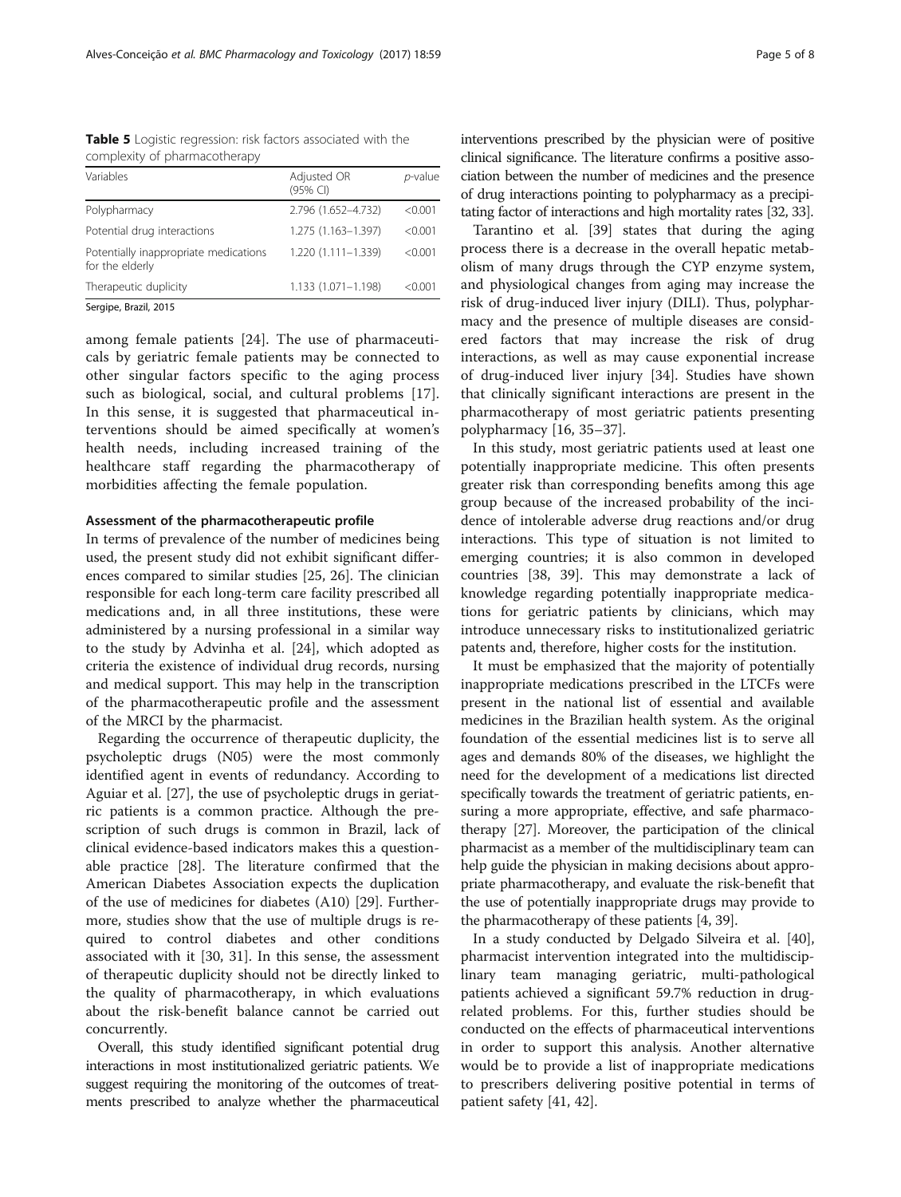**Table 5** Logistic regression: risk factors associated with the complexity of pharmacotherapy

| Variables | Adjusted OR (95% CI) | *p*-value |
|---|---|---|
| Polypharmacy | 2.796 (1.652–4.732) | <0.001 |
| Potential drug interactions | 1.275 (1.163–1.397) | <0.001 |
| Potentially inappropriate medications for the elderly | 1.220 (1.111–1.339) | <0.001 |
| Therapeutic duplicity | 1.133 (1.071–1.198) | <0.001 |

Sergipe, Brazil, 2015

among female patients [24]. The use of pharmaceuticals by geriatric female patients may be connected to other singular factors specific to the aging process such as biological, social, and cultural problems [17]. In this sense, it is suggested that pharmaceutical interventions should be aimed specifically at women's health needs, including increased training of the healthcare staff regarding the pharmacotherapy of morbidities affecting the female population.

### Assessment of the pharmacotherapeutic profile

In terms of prevalence of the number of medicines being used, the present study did not exhibit significant differences compared to similar studies [25, 26]. The clinician responsible for each long-term care facility prescribed all medications and, in all three institutions, these were administered by a nursing professional in a similar way to the study by Advinha et al. [24], which adopted as criteria the existence of individual drug records, nursing and medical support. This may help in the transcription of the pharmacotherapeutic profile and the assessment of the MRCI by the pharmacist.

Regarding the occurrence of therapeutic duplicity, the psycholeptic drugs (N05) were the most commonly identified agent in events of redundancy. According to Aguiar et al. [27], the use of psycholeptic drugs in geriatric patients is a common practice. Although the prescription of such drugs is common in Brazil, lack of clinical evidence-based indicators makes this a questionable practice [28]. The literature confirmed that the American Diabetes Association expects the duplication of the use of medicines for diabetes (A10) [29]. Furthermore, studies show that the use of multiple drugs is required to control diabetes and other conditions associated with it [30, 31]. In this sense, the assessment of therapeutic duplicity should not be directly linked to the quality of pharmacotherapy, in which evaluations about the risk-benefit balance cannot be carried out concurrently.

Overall, this study identified significant potential drug interactions in most institutionalized geriatric patients. We suggest requiring the monitoring of the outcomes of treatments prescribed to analyze whether the pharmaceutical interventions prescribed by the physician were of positive clinical significance. The literature confirms a positive association between the number of medicines and the presence of drug interactions pointing to polypharmacy as a precipitating factor of interactions and high mortality rates [32, 33].

Tarantino et al. [39] states that during the aging process there is a decrease in the overall hepatic metabolism of many drugs through the CYP enzyme system, and physiological changes from aging may increase the risk of drug-induced liver injury (DILI). Thus, polypharmacy and the presence of multiple diseases are considered factors that may increase the risk of drug interactions, as well as may cause exponential increase of drug-induced liver injury [34]. Studies have shown that clinically significant interactions are present in the pharmacotherapy of most geriatric patients presenting polypharmacy [16, 35–37].

In this study, most geriatric patients used at least one potentially inappropriate medicine. This often presents greater risk than corresponding benefits among this age group because of the increased probability of the incidence of intolerable adverse drug reactions and/or drug interactions. This type of situation is not limited to emerging countries; it is also common in developed countries [38, 39]. This may demonstrate a lack of knowledge regarding potentially inappropriate medications for geriatric patients by clinicians, which may introduce unnecessary risks to institutionalized geriatric patents and, therefore, higher costs for the institution.

It must be emphasized that the majority of potentially inappropriate medications prescribed in the LTCFs were present in the national list of essential and available medicines in the Brazilian health system. As the original foundation of the essential medicines list is to serve all ages and demands 80% of the diseases, we highlight the need for the development of a medications list directed specifically towards the treatment of geriatric patients, ensuring a more appropriate, effective, and safe pharmacotherapy [27]. Moreover, the participation of the clinical pharmacist as a member of the multidisciplinary team can help guide the physician in making decisions about appropriate pharmacotherapy, and evaluate the risk-benefit that the use of potentially inappropriate drugs may provide to the pharmacotherapy of these patients [4, 39].

In a study conducted by Delgado Silveira et al. [40], pharmacist intervention integrated into the multidisciplinary team managing geriatric, multi-pathological patients achieved a significant 59.7% reduction in drug-related problems. For this, further studies should be conducted on the effects of pharmaceutical interventions in order to support this analysis. Another alternative would be to provide a list of inappropriate medications to prescribers delivering positive potential in terms of patient safety [41, 42].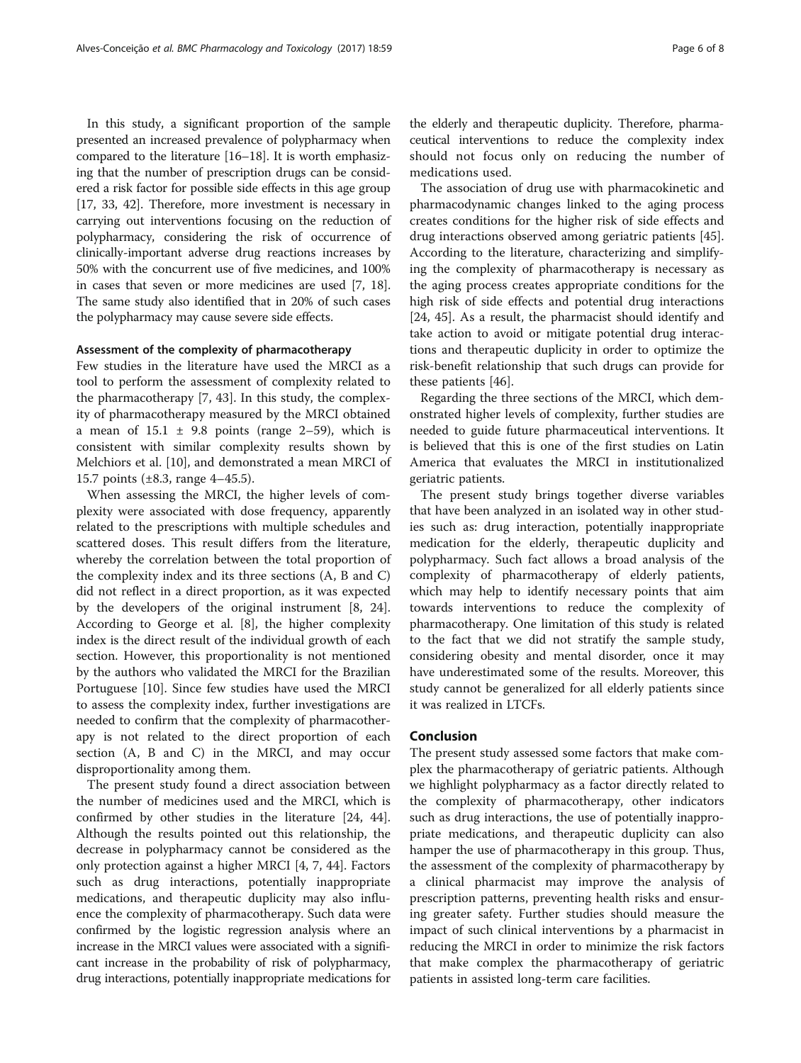In this study, a significant proportion of the sample presented an increased prevalence of polypharmacy when compared to the literature [16–18]. It is worth emphasizing that the number of prescription drugs can be considered a risk factor for possible side effects in this age group [17, 33, 42]. Therefore, more investment is necessary in carrying out interventions focusing on the reduction of polypharmacy, considering the risk of occurrence of clinically-important adverse drug reactions increases by 50% with the concurrent use of five medicines, and 100% in cases that seven or more medicines are used [7, 18]. The same study also identified that in 20% of such cases the polypharmacy may cause severe side effects.

### Assessment of the complexity of pharmacotherapy

Few studies in the literature have used the MRCI as a tool to perform the assessment of complexity related to the pharmacotherapy [7, 43]. In this study, the complexity of pharmacotherapy measured by the MRCI obtained a mean of 15.1 ± 9.8 points (range 2–59), which is consistent with similar complexity results shown by Melchiors et al. [10], and demonstrated a mean MRCI of 15.7 points (±8.3, range 4–45.5).

When assessing the MRCI, the higher levels of complexity were associated with dose frequency, apparently related to the prescriptions with multiple schedules and scattered doses. This result differs from the literature, whereby the correlation between the total proportion of the complexity index and its three sections (A, B and C) did not reflect in a direct proportion, as it was expected by the developers of the original instrument [8, 24]. According to George et al. [8], the higher complexity index is the direct result of the individual growth of each section. However, this proportionality is not mentioned by the authors who validated the MRCI for the Brazilian Portuguese [10]. Since few studies have used the MRCI to assess the complexity index, further investigations are needed to confirm that the complexity of pharmacotherapy is not related to the direct proportion of each section (A, B and C) in the MRCI, and may occur disproportionality among them.

The present study found a direct association between the number of medicines used and the MRCI, which is confirmed by other studies in the literature [24, 44]. Although the results pointed out this relationship, the decrease in polypharmacy cannot be considered as the only protection against a higher MRCI [4, 7, 44]. Factors such as drug interactions, potentially inappropriate medications, and therapeutic duplicity may also influence the complexity of pharmacotherapy. Such data were confirmed by the logistic regression analysis where an increase in the MRCI values were associated with a significant increase in the probability of risk of polypharmacy, drug interactions, potentially inappropriate medications for the elderly and therapeutic duplicity. Therefore, pharmaceutical interventions to reduce the complexity index should not focus only on reducing the number of medications used.

The association of drug use with pharmacokinetic and pharmacodynamic changes linked to the aging process creates conditions for the higher risk of side effects and drug interactions observed among geriatric patients [45]. According to the literature, characterizing and simplifying the complexity of pharmacotherapy is necessary as the aging process creates appropriate conditions for the high risk of side effects and potential drug interactions [24, 45]. As a result, the pharmacist should identify and take action to avoid or mitigate potential drug interactions and therapeutic duplicity in order to optimize the risk-benefit relationship that such drugs can provide for these patients [46].

Regarding the three sections of the MRCI, which demonstrated higher levels of complexity, further studies are needed to guide future pharmaceutical interventions. It is believed that this is one of the first studies on Latin America that evaluates the MRCI in institutionalized geriatric patients.

The present study brings together diverse variables that have been analyzed in an isolated way in other studies such as: drug interaction, potentially inappropriate medication for the elderly, therapeutic duplicity and polypharmacy. Such fact allows a broad analysis of the complexity of pharmacotherapy of elderly patients, which may help to identify necessary points that aim towards interventions to reduce the complexity of pharmacotherapy. One limitation of this study is related to the fact that we did not stratify the sample study, considering obesity and mental disorder, once it may have underestimated some of the results. Moreover, this study cannot be generalized for all elderly patients since it was realized in LTCFs.

## Conclusion

The present study assessed some factors that make complex the pharmacotherapy of geriatric patients. Although we highlight polypharmacy as a factor directly related to the complexity of pharmacotherapy, other indicators such as drug interactions, the use of potentially inappropriate medications, and therapeutic duplicity can also hamper the use of pharmacotherapy in this group. Thus, the assessment of the complexity of pharmacotherapy by a clinical pharmacist may improve the analysis of prescription patterns, preventing health risks and ensuring greater safety. Further studies should measure the impact of such clinical interventions by a pharmacist in reducing the MRCI in order to minimize the risk factors that make complex the pharmacotherapy of geriatric patients in assisted long-term care facilities.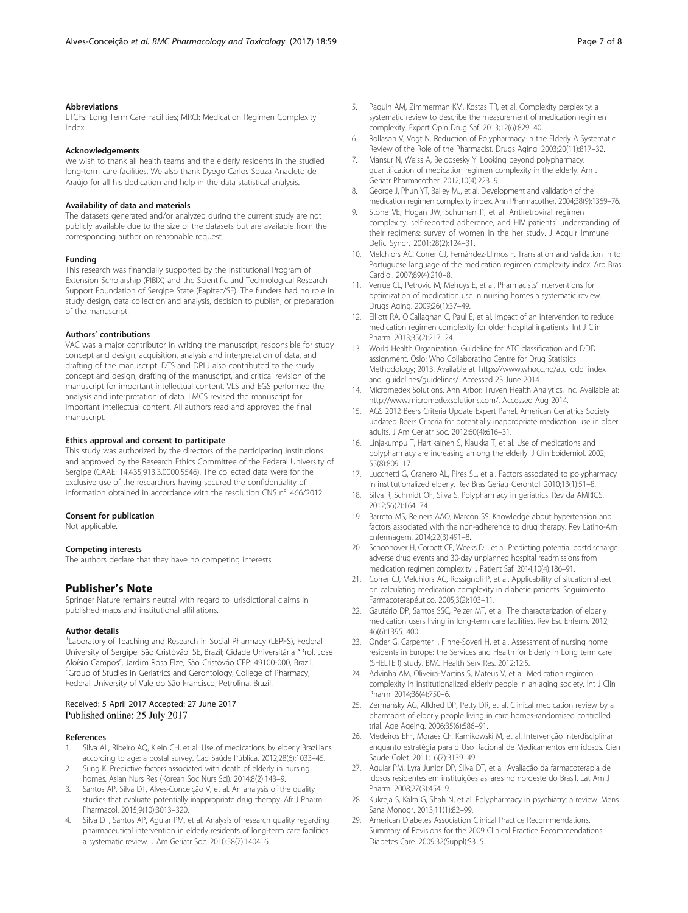#### Abbreviations

LTCFs: Long Term Care Facilities; MRCI: Medication Regimen Complexity Index

#### Acknowledgements

We wish to thank all health teams and the elderly residents in the studied long-term care facilities. We also thank Dyego Carlos Souza Anacleto de Araújo for all his dedication and help in the data statistical analysis.

#### Availability of data and materials

The datasets generated and/or analyzed during the current study are not publicly available due to the size of the datasets but are available from the corresponding author on reasonable request.

#### Funding

This research was financially supported by the Institutional Program of Extension Scholarship (PIBIX) and the Scientific and Technological Research Support Foundation of Sergipe State (Fapitec/SE). The funders had no role in study design, data collection and analysis, decision to publish, or preparation of the manuscript.

#### Authors' contributions

VAC was a major contributor in writing the manuscript, responsible for study concept and design, acquisition, analysis and interpretation of data, and drafting of the manuscript. DTS and DPLJ also contributed to the study concept and design, drafting of the manuscript, and critical revision of the manuscript for important intellectual content. VLS and EGS performed the analysis and interpretation of data. LMCS revised the manuscript for important intellectual content. All authors read and approved the final manuscript.

#### Ethics approval and consent to participate

This study was authorized by the directors of the participating institutions and approved by the Research Ethics Committee of the Federal University of Sergipe (CAAE: 14,435,913.3.0000.5546). The collected data were for the exclusive use of the researchers having secured the confidentiality of information obtained in accordance with the resolution CNS n°. 466/2012.

#### Consent for publication

Not applicable.

#### Competing interests

The authors declare that they have no competing interests.

## Publisher's Note

Springer Nature remains neutral with regard to jurisdictional claims in published maps and institutional affiliations.

#### Author details

[1]Laboratory of Teaching and Research in Social Pharmacy (LEPFS), Federal University of Sergipe, São Cristóvão, SE, Brazil; Cidade Universitária "Prof. José Aloísio Campos", Jardim Rosa Elze, São Cristóvão CEP: 49100-000, Brazil. [2]Group of Studies in Geriatrics and Gerontology, College of Pharmacy, Federal University of Vale do São Francisco, Petrolina, Brazil.

Received: 5 April 2017 Accepted: 27 June 2017
Published online: 25 July 2017

#### References

1. Silva AL, Ribeiro AQ, Klein CH, et al. Use of medications by elderly Brazilians according to age: a postal survey. Cad Saúde Pública. 2012;28(6):1033–45.
2. Sung K. Predictive factors associated with death of elderly in nursing homes. Asian Nurs Res (Korean Soc Nurs Sci). 2014;8(2):143–9.
3. Santos AP, Silva DT, Alves-Conceição V, et al. An analysis of the quality studies that evaluate potentially inappropriate drug therapy. Afr J Pharm Pharmacol. 2015;9(10):3013–320.
4. Silva DT, Santos AP, Aguiar PM, et al. Analysis of research quality regarding pharmaceutical intervention in elderly residents of long-term care facilities: a systematic review. J Am Geriatr Soc. 2010;58(7):1404–6.
5. Paquin AM, Zimmerman KM, Kostas TR, et al. Complexity perplexity: a systematic review to describe the measurement of medication regimen complexity. Expert Opin Drug Saf. 2013;12(6):829–40.
6. Rollason V, Vogt N. Reduction of Polypharmacy in the Elderly A Systematic Review of the Role of the Pharmacist. Drugs Aging. 2003;20(11):817–32.
7. Mansur N, Weiss A, Beloosesky Y. Looking beyond polypharmacy: quantification of medication regimen complexity in the elderly. Am J Geriatr Pharmacother. 2012;10(4):223–9.
8. George J, Phun YT, Bailey MJ, et al. Development and validation of the medication regimen complexity index. Ann Pharmacother. 2004;38(9):1369–76.
9. Stone VE, Hogan JW, Schuman P, et al. Antiretroviral regimen complexity, self-reported adherence, and HIV patients' understanding of their regimens: survey of women in the her study. J Acquir Immune Defic Syndr. 2001;28(2):124–31.
10. Melchiors AC, Correr CJ, Fernández-Llimos F. Translation and validation in to Portuguese language of the medication regimen complexity index. Arq Bras Cardiol. 2007;89(4):210–8.
11. Verrue CL, Petrovic M, Mehuys E, et al. Pharmacists' interventions for optimization of medication use in nursing homes a systematic review. Drugs Aging. 2009;26(1):37–49.
12. Elliott RA, O'Callaghan C, Paul E, et al. Impact of an intervention to reduce medication regimen complexity for older hospital inpatients. Int J Clin Pharm. 2013;35(2):217–24.
13. World Health Organization. Guideline for ATC classification and DDD assignment. Oslo: Who Collaborating Centre for Drug Statistics Methodology; 2013. Available at: https://www.whocc.no/atc_ddd_index_and_guidelines/guidelines/. Accessed 23 June 2014.
14. Micromedex Solutions. Ann Arbor: Truven Health Analytics, Inc. Available at: http://www.micromedexsolutions.com/. Accessed Aug 2014.
15. AGS 2012 Beers Criteria Update Expert Panel. American Geriatrics Society updated Beers Criteria for potentially inappropriate medication use in older adults. J Am Geriatr Soc. 2012;60(4):616–31.
16. Linjakumpu T, Hartikainen S, Klaukka T, et al. Use of medications and polypharmacy are increasing among the elderly. J Clin Epidemiol. 2002; 55(8):809–17.
17. Lucchetti G, Granero AL, Pires SL, et al. Factors associated to polypharmacy in institutionalized elderly. Rev Bras Geriatr Gerontol. 2010;13(1):51–8.
18. Silva R, Schmidt OF, Silva S. Polypharmacy in geriatrics. Rev da AMRIGS. 2012;56(2):164–74.
19. Barreto MS, Reiners AAO, Marcon SS. Knowledge about hypertension and factors associated with the non-adherence to drug therapy. Rev Latino-Am Enfermagem. 2014;22(3):491–8.
20. Schoonover H, Corbett CF, Weeks DL, et al. Predicting potential postdischarge adverse drug events and 30-day unplanned hospital readmissions from medication regimen complexity. J Patient Saf. 2014;10(4):186–91.
21. Correr CJ, Melchiors AC, Rossignoli P, et al. Applicability of situation sheet on calculating medication complexity in diabetic patients. Seguimiento Farmacoterapéutico. 2005;3(2):103–11.
22. Gautério DP, Santos SSC, Pelzer MT, et al. The characterization of elderly medication users living in long-term care facilities. Rev Esc Enferm. 2012; 46(6):1395–400.
23. Onder G, Carpenter I, Finne-Soveri H, et al. Assessment of nursing home residents in Europe: the Services and Health for Elderly in Long term care (SHELTER) study. BMC Health Serv Res. 2012;12:5.
24. Advinha AM, Oliveira-Martins S, Mateus V, et al. Medication regimen complexity in institutionalized elderly people in an aging society. Int J Clin Pharm. 2014;36(4):750–6.
25. Zermansky AG, Alldred DP, Petty DR, et al. Clinical medication review by a pharmacist of elderly people living in care homes-randomised controlled trial. Age Ageing. 2006;35(6):586–91.
26. Medeiros EFF, Moraes CF, Karnikowski M, et al. Intervenção interdisciplinar enquanto estratégia para o Uso Racional de Medicamentos em idosos. Cien Saude Colet. 2011;16(7):3139–49.
27. Aguiar PM, Lyra Junior DP, Silva DT, et al. Avaliação da farmacoterapia de idosos residentes em instituições asilares no nordeste do Brasil. Lat Am J Pharm. 2008;27(3):454–9.
28. Kukreja S, Kalra G, Shah N, et al. Polypharmacy in psychiatry: a review. Mens Sana Monogr. 2013;11(1):82–99.
29. American Diabetes Association Clinical Practice Recommendations. Summary of Revisions for the 2009 Clinical Practice Recommendations. Diabetes Care. 2009;32(Suppl):S3–5.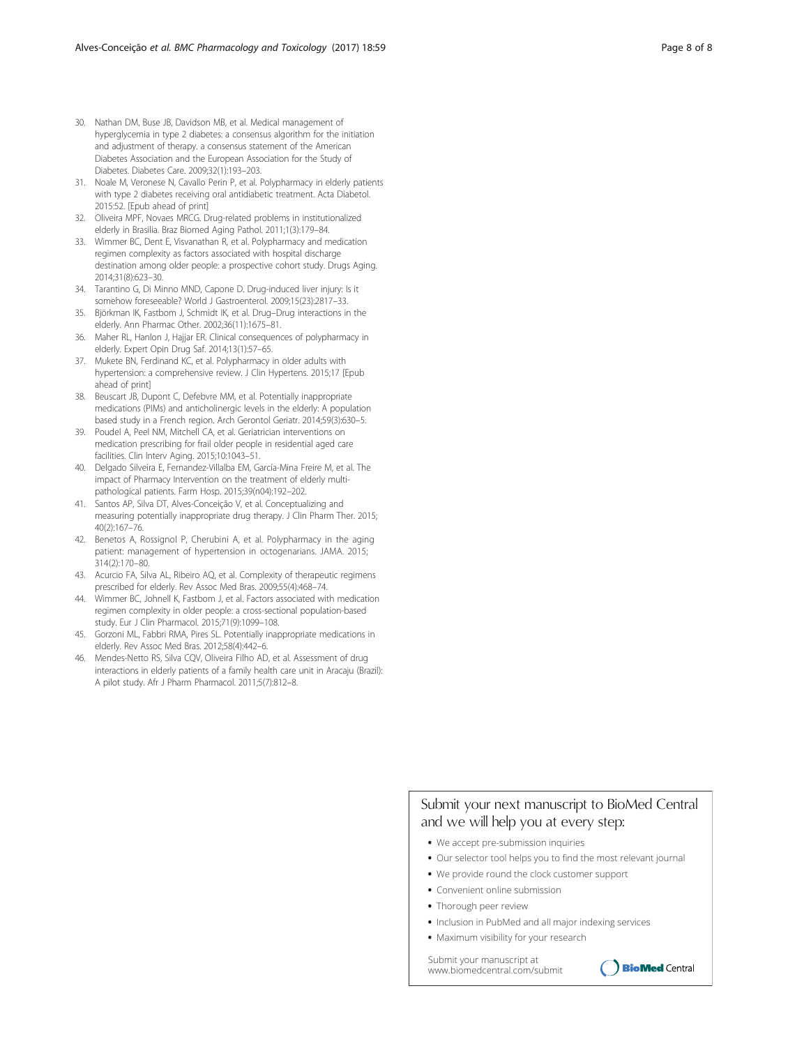30. Nathan DM, Buse JB, Davidson MB, et al. Medical management of hyperglycemia in type 2 diabetes: a consensus algorithm for the initiation and adjustment of therapy. a consensus statement of the American Diabetes Association and the European Association for the Study of Diabetes. Diabetes Care. 2009;32(1):193–203.
31. Noale M, Veronese N, Cavallo Perin P, et al. Polypharmacy in elderly patients with type 2 diabetes receiving oral antidiabetic treatment. Acta Diabetol. 2015:52. [Epub ahead of print]
32. Oliveira MPF, Novaes MRCG. Drug-related problems in institutionalized elderly in Brasilia. Braz Biomed Aging Pathol. 2011;1(3):179–84.
33. Wimmer BC, Dent E, Visvanathan R, et al. Polypharmacy and medication regimen complexity as factors associated with hospital discharge destination among older people: a prospective cohort study. Drugs Aging. 2014;31(8):623–30.
34. Tarantino G, Di Minno MND, Capone D. Drug-induced liver injury: Is it somehow foreseeable? World J Gastroenterol. 2009;15(23):2817–33.
35. Björkman IK, Fastbom J, Schmidt IK, et al. Drug–Drug interactions in the elderly. Ann Pharmac Other. 2002;36(11):1675–81.
36. Maher RL, Hanlon J, Hajjar ER. Clinical consequences of polypharmacy in elderly. Expert Opin Drug Saf. 2014;13(1):57–65.
37. Mukete BN, Ferdinand KC, et al. Polypharmacy in older adults with hypertension: a comprehensive review. J Clin Hypertens. 2015;17 [Epub ahead of print]
38. Beuscart JB, Dupont C, Defebvre MM, et al. Potentially inappropriate medications (PIMs) and anticholinergic levels in the elderly: A population based study in a French region. Arch Gerontol Geriatr. 2014;59(3):630–5.
39. Poudel A, Peel NM, Mitchell CA, et al. Geriatrician interventions on medication prescribing for frail older people in residential aged care facilities. Clin Interv Aging. 2015;10:1043–51.
40. Delgado Silveira E, Fernandez-Villalba EM, García-Mina Freire M, et al. The impact of Pharmacy Intervention on the treatment of elderly multi-pathological patients. Farm Hosp. 2015;39(n04):192–202.
41. Santos AP, Silva DT, Alves-Conceição V, et al. Conceptualizing and measuring potentially inappropriate drug therapy. J Clin Pharm Ther. 2015; 40(2):167–76.
42. Benetos A, Rossignol P, Cherubini A, et al. Polypharmacy in the aging patient: management of hypertension in octogenarians. JAMA. 2015; 314(2):170–80.
43. Acurcio FA, Silva AL, Ribeiro AQ, et al. Complexity of therapeutic regimens prescribed for elderly. Rev Assoc Med Bras. 2009;55(4):468–74.
44. Wimmer BC, Johnell K, Fastbom J, et al. Factors associated with medication regimen complexity in older people: a cross-sectional population-based study. Eur J Clin Pharmacol. 2015;71(9):1099–108.
45. Gorzoni ML, Fabbri RMA, Pires SL. Potentially inappropriate medications in elderly. Rev Assoc Med Bras. 2012;58(4):442–6.
46. Mendes-Netto RS, Silva CQV, Oliveira Filho AD, et al. Assessment of drug interactions in elderly patients of a family health care unit in Aracaju (Brazil): A pilot study. Afr J Pharm Pharmacol. 2011;5(7):812–8.

Submit your next manuscript to BioMed Central and we will help you at every step:

- We accept pre-submission inquiries
- Our selector tool helps you to find the most relevant journal
- We provide round the clock customer support
- Convenient online submission
- Thorough peer review
- Inclusion in PubMed and all major indexing services
- Maximum visibility for your research

Submit your manuscript at
www.biomedcentral.com/submit

BioMed Central